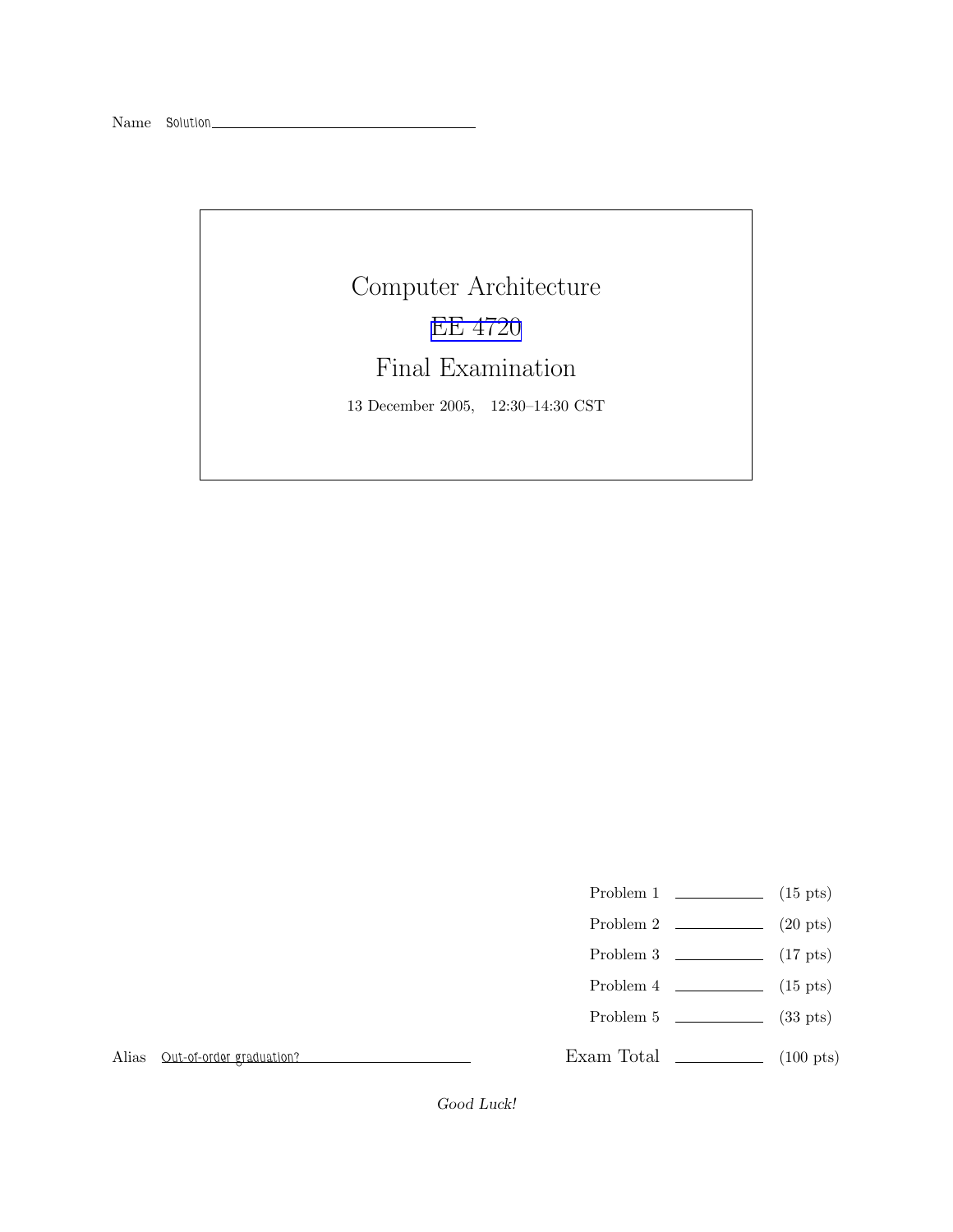Name Solution

# Computer Architecture

## EE 4720

## Final Examination

13 December 2005, 12:30–14:30 CST

| | | |
|---|---|---|
| Problem 1 | | (15 pts) |
| Problem 2 | | (20 pts) |
| Problem 3 | | (17 pts) |
| Problem 4 | | (15 pts) |
| Problem 5 | | (33 pts) |
| Exam Total | | (100 pts) |

Alias Out-of-order graduation?

*Good Luck!*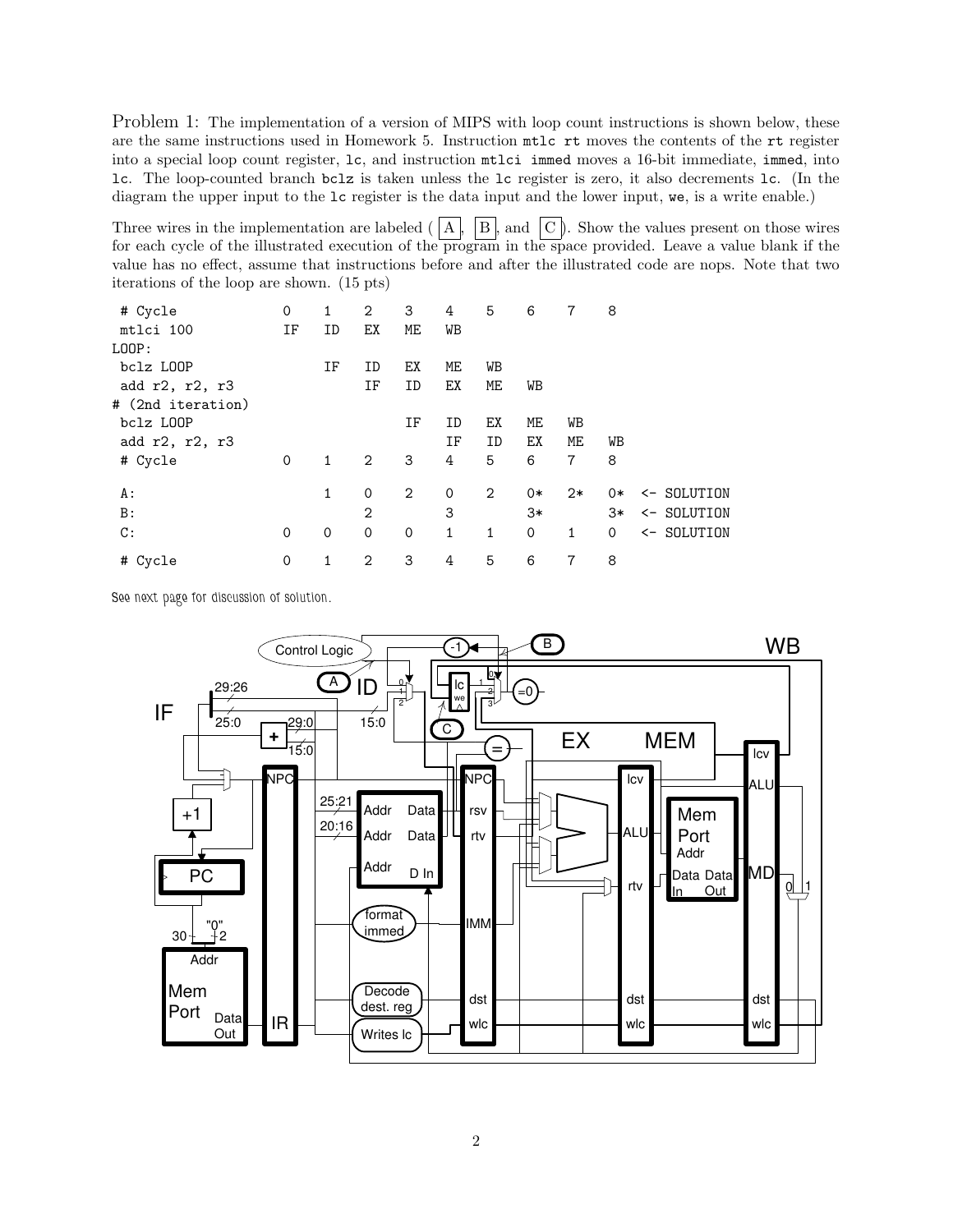Problem 1: The implementation of a version of MIPS with loop count instructions is shown below, these are the same instructions used in Homework 5. Instruction `mtlc rt` moves the contents of the `rt` register into a special loop count register, `lc`, and instruction `mtlci immed` moves a 16-bit immediate, `immed`, into `lc`. The loop-counted branch `bclz` is taken unless the `lc` register is zero, it also decrements `lc`. (In the diagram the upper input to the `lc` register is the data input and the lower input, `we`, is a write enable.)

Three wires in the implementation are labeled ( A , B , and C ). Show the values present on those wires for each cycle of the illustrated execution of the program in the space provided. Leave a value blank if the value has no effect, assume that instructions before and after the illustrated code are nops. Note that two iterations of the loop are shown. (15 pts)

```
 # Cycle             0    1    2    3    4    5    6    7    8
 mtlci 100           IF   ID   EX   ME   WB
LOOP:
 bclz LOOP                IF   ID   EX   ME   WB
 add r2, r2, r3                IF   ID   EX   ME   WB
# (2nd iteration)
 bclz LOOP                          IF   ID   EX   ME   WB
 add r2, r2, r3                          IF   ID   EX   ME   WB
 # Cycle             0    1    2    3    4    5    6    7    8

 A:                       1    0    2    0    2    0*   2*   0*   <- SOLUTION
 B:                            2         3         3*        3*   <- SOLUTION
 C:                  0    0    0    0    1    1    0    1    0    <- SOLUTION

 # Cycle             0    1    2    3    4    5    6    7    8
```

*See next page for discussion of solution.*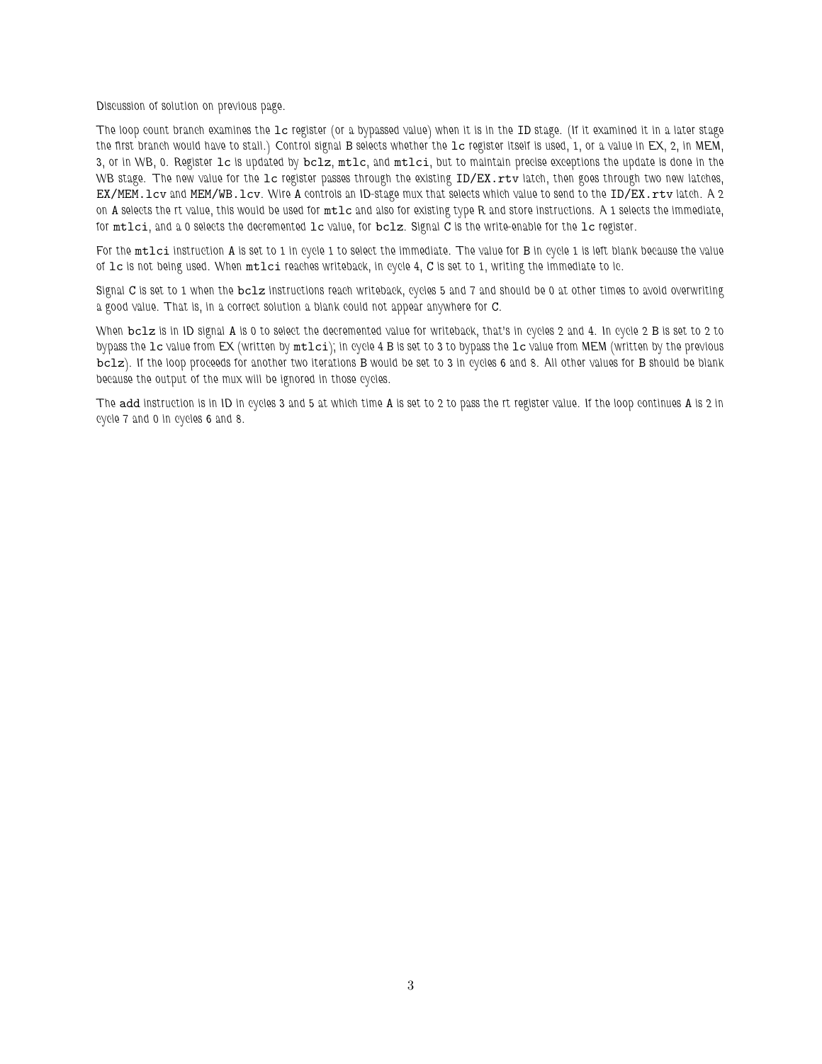Discussion of solution on previous page.

The loop count branch examines the `lc` register (or a bypassed value) when it is in the ID stage. (If it examined it in a later stage the first branch would have to stall.) Control signal B selects whether the `lc` register itself is used, 1, or a value in EX, 2, in MEM, 3, or in WB, 0. Register `lc` is updated by `bclz`, `mtlc`, and `mtlci`, but to maintain precise exceptions the update is done in the WB stage. The new value for the `lc` register passes through the existing `ID/EX.rtv` latch, then goes through two new latches, `EX/MEM.lcv` and `MEM/WB.lcv`. Wire A controls an ID-stage mux that selects which value to send to the `ID/EX.rtv` latch. A 2 on A selects the rt value, this would be used for `mtlc` and also for existing type R and store instructions. A 1 selects the immediate, for `mtlci`, and a 0 selects the decremented `lc` value, for `bclz`. Signal C is the write-enable for the `lc` register.

For the `mtlci` instruction A is set to 1 in cycle 1 to select the immediate. The value for B in cycle 1 is left blank because the value of `lc` is not being used. When `mtlci` reaches writeback, in cycle 4, C is set to 1, writing the immediate to lc.

Signal C is set to 1 when the `bclz` instructions reach writeback, cycles 5 and 7 and should be 0 at other times to avoid overwriting a good value. That is, in a correct solution a blank could not appear anywhere for C.

When `bclz` is in ID signal A is 0 to select the decremented value for writeback, that's in cycles 2 and 4. In cycle 2 B is set to 2 to bypass the `lc` value from EX (written by `mtlci`); in cycle 4 B is set to 3 to bypass the `lc` value from MEM (written by the previous `bclz`). If the loop proceeds for another two iterations B would be set to 3 in cycles 6 and 8. All other values for B should be blank because the output of the mux will be ignored in those cycles.

The `add` instruction is in ID in cycles 3 and 5 at which time A is set to 2 to pass the rt register value. If the loop continues A is 2 in cycle 7 and 0 in cycles 6 and 8.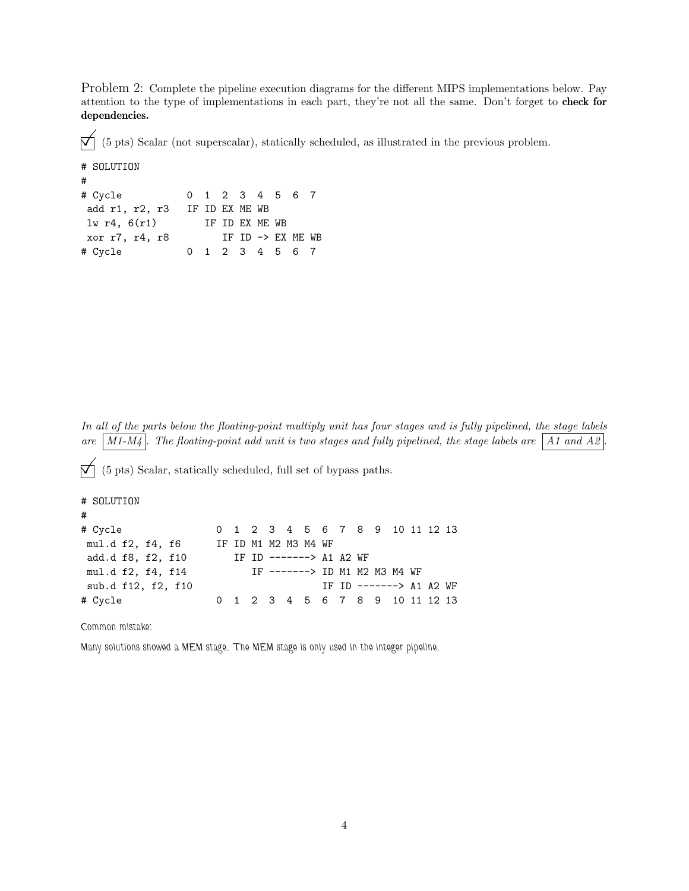Problem 2: Complete the pipeline execution diagrams for the different MIPS implementations below. Pay attention to the type of implementations in each part, they're not all the same. Don't forget to **check for dependencies.**

☑ (5 pts) Scalar (not superscalar), statically scheduled, as illustrated in the previous problem.

```
# SOLUTION
#
# Cycle           0  1  2  3  4  5  6  7
 add r1, r2, r3   IF ID EX ME WB
 lw r4, 6(r1)        IF ID EX ME WB
 xor r7, r4, r8         IF ID -> EX ME WB
# Cycle           0  1  2  3  4  5  6  7
```

*In all of the parts below the floating-point multiply unit has four stages and is fully pipelined, the stage labels are* M1-M4*. The floating-point add unit is two stages and fully pipelined, the stage labels are* A1 and A2*.*

☑ (5 pts) Scalar, statically scheduled, full set of bypass paths.

```
# SOLUTION
#
# Cycle                0  1  2  3  4  5  6  7  8  9  10 11 12 13
 mul.d f2, f4, f6      IF ID M1 M2 M3 M4 WF
 add.d f8, f2, f10        IF ID -------> A1 A2 WF
 mul.d f2, f4, f14           IF -------> ID M1 M2 M3 M4 WF
 sub.d f12, f2, f10                      IF ID -------> A1 A2 WF
# Cycle                0  1  2  3  4  5  6  7  8  9  10 11 12 13
```

Common mistake:

Many solutions showed a MEM stage. The MEM stage is only used in the integer pipeline.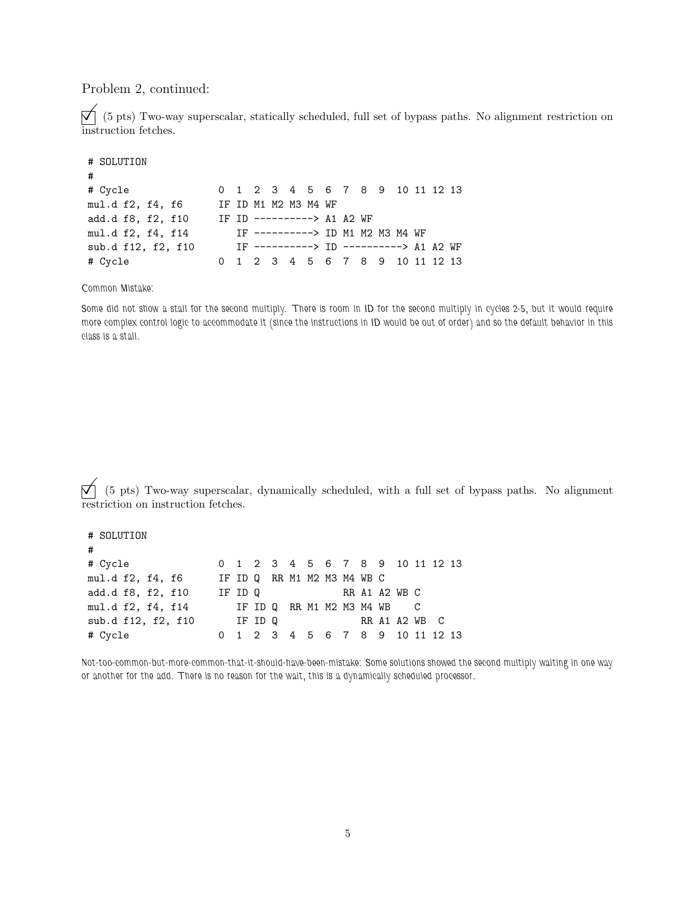Problem 2, continued:

☑ (5 pts) Two-way superscalar, statically scheduled, full set of bypass paths. No alignment restriction on instruction fetches.

```
# SOLUTION
#
# Cycle              0  1  2  3  4  5  6  7  8  9  10 11 12 13
mul.d f2, f4, f6     IF ID M1 M2 M3 M4 WF
add.d f8, f2, f10    IF ID ----------> A1 A2 WF
mul.d f2, f4, f14       IF ----------> ID M1 M2 M3 M4 WF
sub.d f12, f2, f10      IF ----------> ID ----------> A1 A2 WF
# Cycle              0  1  2  3  4  5  6  7  8  9  10 11 12 13
```

Common Mistake:

Some did not show a stall for the second multiply. There is room in ID for the second multiply in cycles 2-5, but it would require more complex control logic to accommodate it (since the instructions in ID would be out of order) and so the default behavior in this class is a stall.

☑ (5 pts) Two-way superscalar, dynamically scheduled, with a full set of bypass paths. No alignment restriction on instruction fetches.

```
# SOLUTION
#
# Cycle              0  1  2  3  4  5  6  7  8  9  10 11 12 13
mul.d f2, f4, f6     IF ID Q  RR M1 M2 M3 M4 WB C
add.d f8, f2, f10    IF ID Q              RR A1 A2 WB C
mul.d f2, f4, f14       IF ID Q  RR M1 M2 M3 M4 WB    C
sub.d f12, f2, f10      IF ID Q              RR A1 A2 WB  C
# Cycle              0  1  2  3  4  5  6  7  8  9  10 11 12 13
```

Not-too-common-but-more-common-that-it-should-have-been-mistake: Some solutions showed the second multiply waiting in one way or another for the add. There is no reason for the wait, this is a dynamically scheduled processor.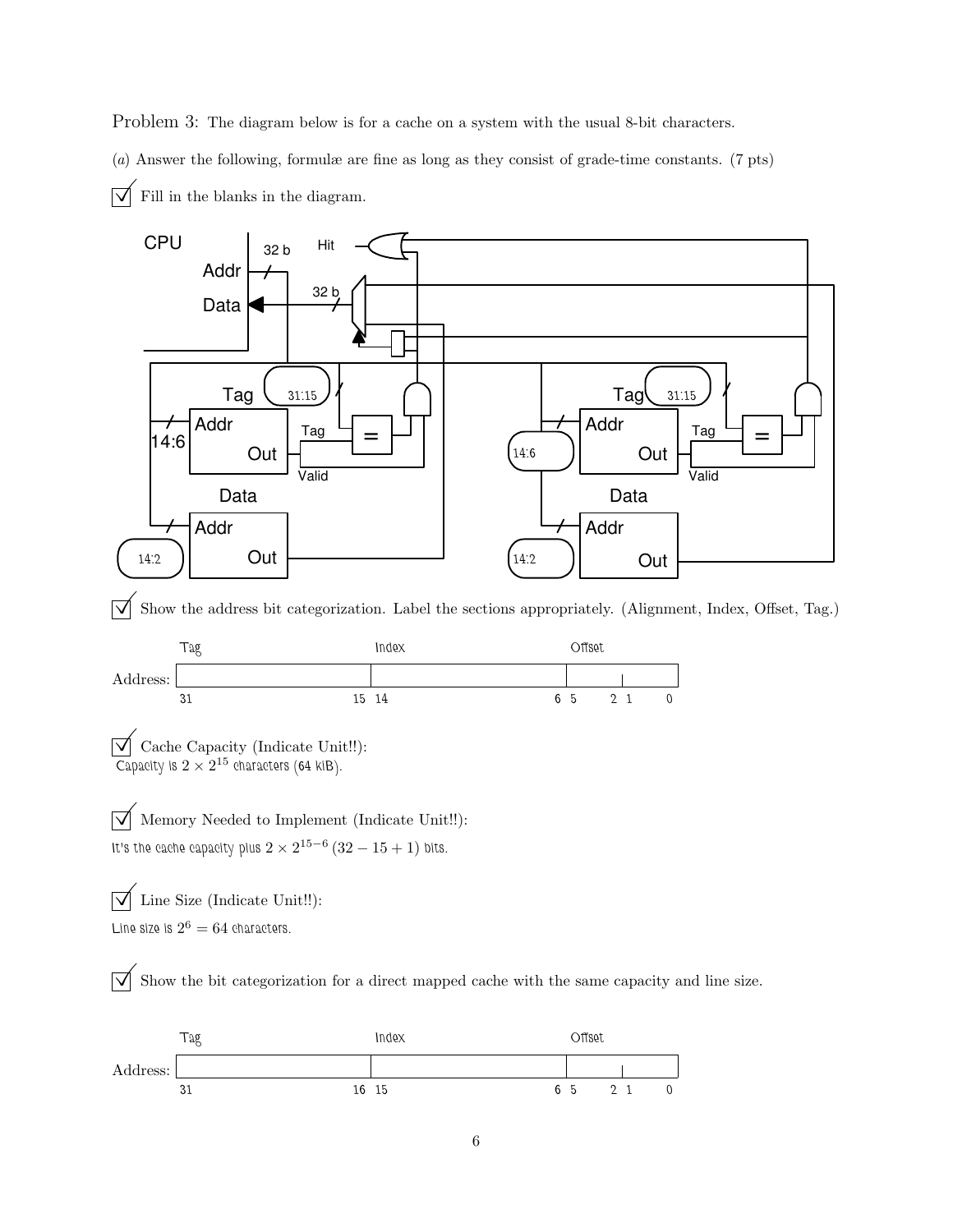Problem 3: The diagram below is for a cache on a system with the usual 8-bit characters.

(*a*) Answer the following, formulæ are fine as long as they consist of grade-time constants. (7 pts)

☑ Fill in the blanks in the diagram.

CPU

32 b

Hit

Addr

Data

32 b

Tag 31:15

Addr

14:6

Out

Tag

=

Valid

Data

Addr

14:2

Out

Tag 31:15

Addr

14:6

Out

Tag

=

Valid

Data

Addr

14:2

Out

☑ Show the address bit categorization. Label the sections appropriately. (Alignment, Index, Offset, Tag.)

| | Tag | Index | Offset |
|---|---|---|---|
| Address: | 31 — 15 | 14 — 6 | 5 — 2, 1 — 0 |

☑ Cache Capacity (Indicate Unit!!):

Capacity is $2 \times 2^{15}$ characters (64 kiB).

☑ Memory Needed to Implement (Indicate Unit!!):

It's the cache capacity plus $2 \times 2^{15-6}\,(32 - 15 + 1)$ bits.

☑ Line Size (Indicate Unit!!):

Line size is $2^{6} = 64$ characters.

☑ Show the bit categorization for a direct mapped cache with the same capacity and line size.

| | Tag | Index | Offset |
|---|---|---|---|
| Address: | 31 — 16 | 15 — 6 | 5 — 2, 1 — 0 |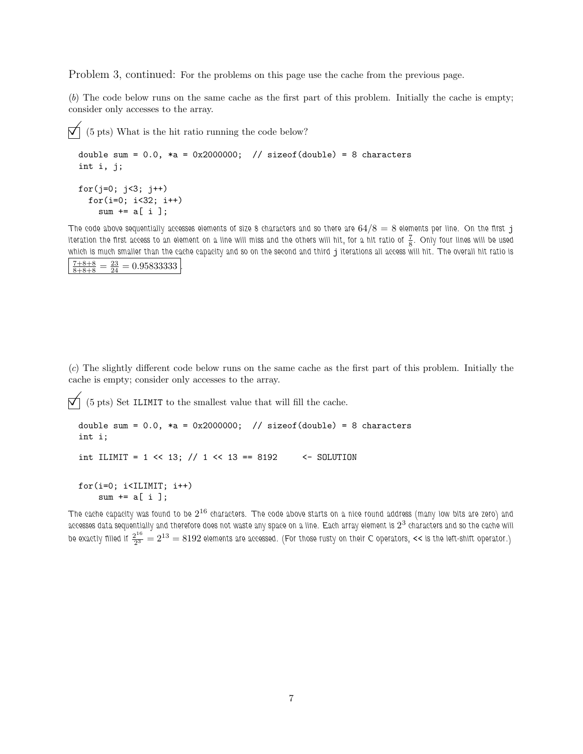Problem 3, continued: For the problems on this page use the cache from the previous page.

(*b*) The code below runs on the same cache as the first part of this problem. Initially the cache is empty; consider only accesses to the array.

☑ (5 pts) What is the hit ratio running the code below?

```
double sum = 0.0, *a = 0x2000000;  // sizeof(double) = 8 characters
int i, j;

for(j=0; j<3; j++)
  for(i=0; i<32; i++)
    sum += a[ i ];
```

The code above sequentially accesses elements of size 8 characters and so there are $64/8 = 8$ elements per line. On the first j iteration the first access to an element on a line will miss and the others will hit, for a hit ratio of $\frac{7}{8}$. Only four lines will be used which is much smaller than the cache capacity and so on the second and third j iterations all access will hit. The overall hit ratio is $\boxed{\frac{7+8+8}{8+8+8} = \frac{23}{24} = 0.95833333}$.

(*c*) The slightly different code below runs on the same cache as the first part of this problem. Initially the cache is empty; consider only accesses to the array.

☑ (5 pts) Set ILIMIT to the smallest value that will fill the cache.

```
double sum = 0.0, *a = 0x2000000;  // sizeof(double) = 8 characters
int i;

int ILIMIT = 1 << 13; // 1 << 13 == 8192      <- SOLUTION

for(i=0; i<ILIMIT; i++)
    sum += a[ i ];
```

The cache capacity was found to be $2^{16}$ characters. The code above starts on a nice round address (many low bits are zero) and accesses data sequentially and therefore does not waste any space on a line. Each array element is $2^3$ characters and so the cache will be exactly filled if $\frac{2^{16}}{2^3} = 2^{13} = 8192$ elements are accessed. (For those rusty on their C operators, << is the left-shift operator.)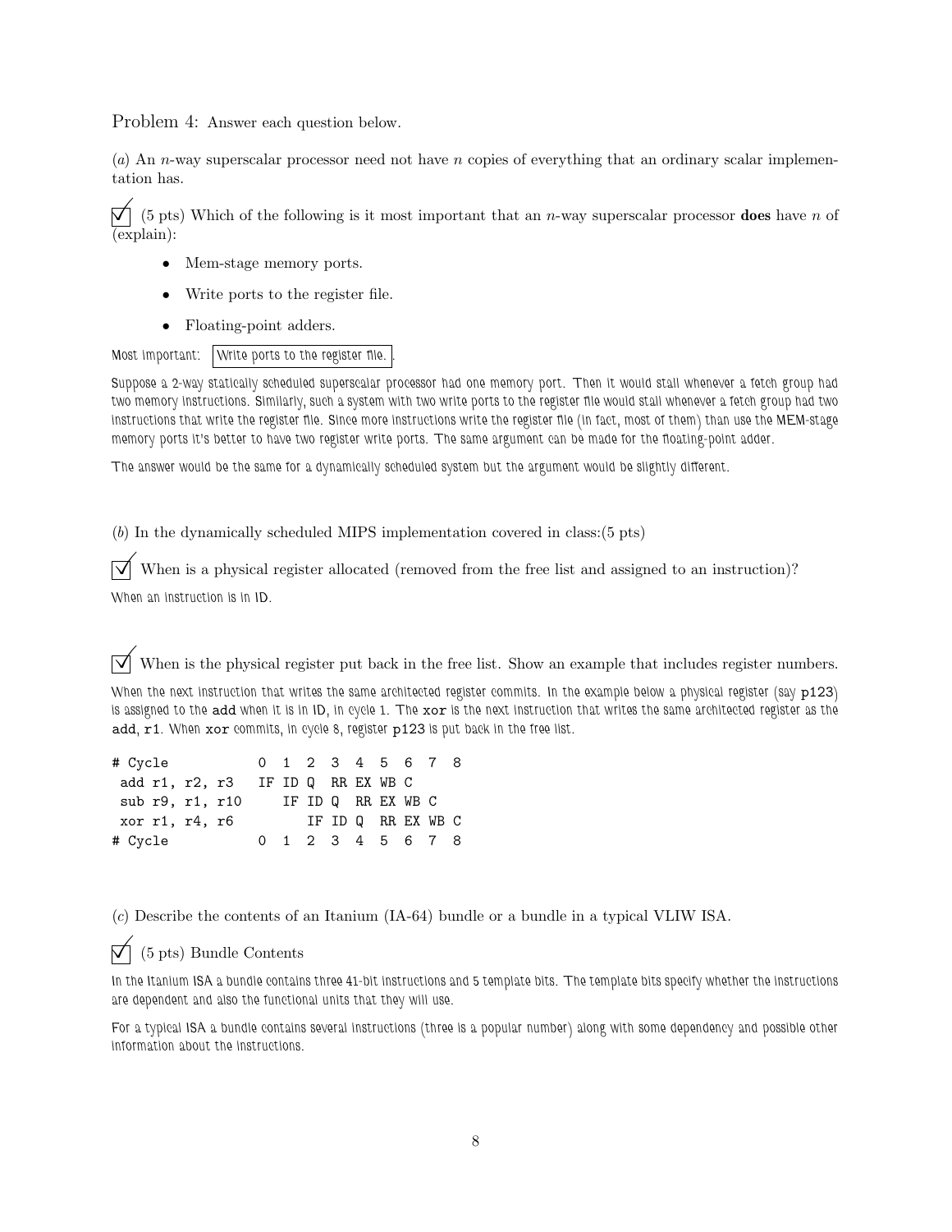Problem 4: Answer each question below.

(*a*) An $n$-way superscalar processor need not have $n$ copies of everything that an ordinary scalar implementation has.

☑ (5 pts) Which of the following is it most important that an $n$-way superscalar processor **does** have $n$ of (explain):

- Mem-stage memory ports.
- Write ports to the register file.
- Floating-point adders.

Most important: Write ports to the register file. .

Suppose a 2-way statically scheduled superscalar processor had one memory port. Then it would stall whenever a fetch group had two memory instructions. Similarly, such a system with two write ports to the register file would stall whenever a fetch group had two instructions that write the register file. Since more instructions write the register file (in fact, most of them) than use the MEM-stage memory ports it's better to have two register write ports. The same argument can be made for the floating-point adder.

The answer would be the same for a dynamically scheduled system but the argument would be slightly different.

(*b*) In the dynamically scheduled MIPS implementation covered in class:(5 pts)

☑ When is a physical register allocated (removed from the free list and assigned to an instruction)?

When an instruction is in ID.

☑ When is the physical register put back in the free list. Show an example that includes register numbers.

When the next instruction that writes the same architected register commits. In the example below a physical register (say p123) is assigned to the add when it is in ID, in cycle 1. The xor is the next instruction that writes the same architected register as the add, r1. When xor commits, in cycle 8, register p123 is put back in the free list.

```
# Cycle          0  1  2  3  4  5  6  7  8
 add r1, r2, r3  IF ID Q  RR EX WB C
 sub r9, r1, r10    IF ID Q  RR EX WB C
 xor r1, r4, r6        IF ID Q  RR EX WB C
# Cycle          0  1  2  3  4  5  6  7  8
```

(*c*) Describe the contents of an Itanium (IA-64) bundle or a bundle in a typical VLIW ISA.

☑ (5 pts) Bundle Contents

In the Itanium ISA a bundle contains three 41-bit instructions and 5 template bits. The template bits specify whether the instructions are dependent and also the functional units that they will use.

For a typical ISA a bundle contains several instructions (three is a popular number) along with some dependency and possible other information about the instructions.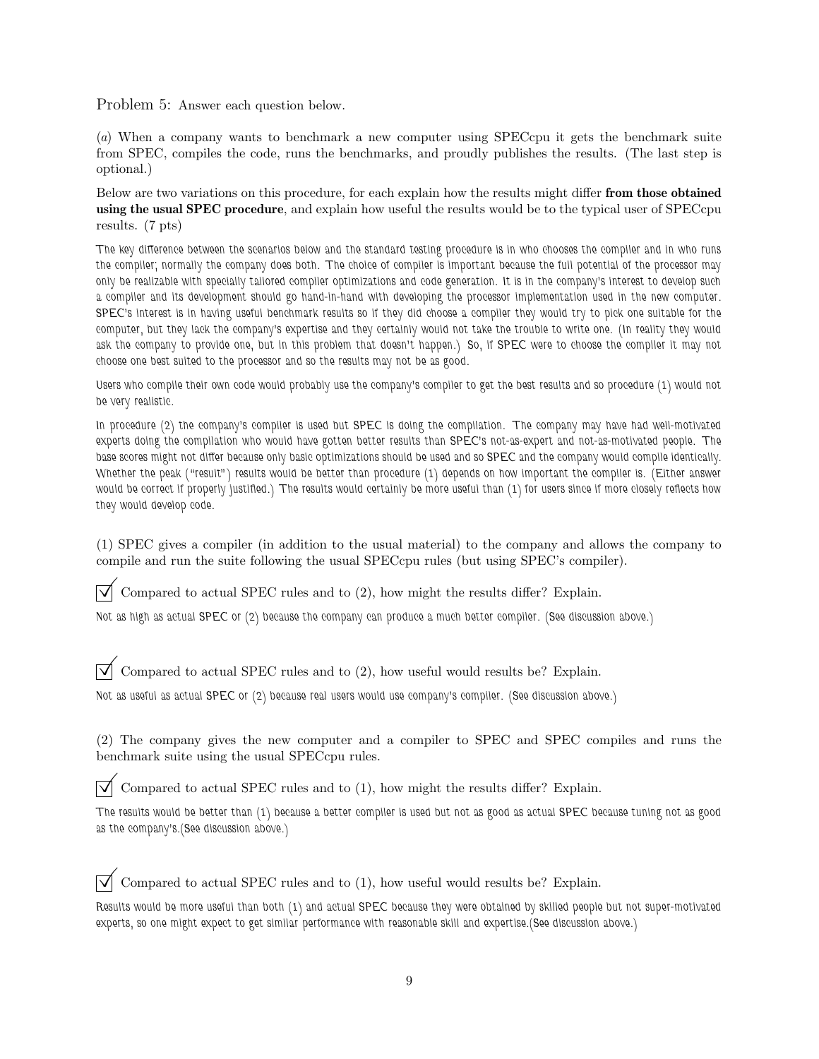Problem 5: Answer each question below.

(*a*) When a company wants to benchmark a new computer using SPECcpu it gets the benchmark suite from SPEC, compiles the code, runs the benchmarks, and proudly publishes the results. (The last step is optional.)

Below are two variations on this procedure, for each explain how the results might differ **from those obtained using the usual SPEC procedure**, and explain how useful the results would be to the typical user of SPECcpu results. (7 pts)

*The key difference between the scenarios below and the standard testing procedure is in who chooses the compiler and in who runs the compiler; normally the company does both. The choice of compiler is important because the full potential of the processor may only be realizable with specially tailored compiler optimizations and code generation. It is in the company's interest to develop such a compiler and its development should go hand-in-hand with developing the processor implementation used in the new computer. SPEC's interest is in having useful benchmark results so if they did choose a compiler they would try to pick one suitable for the computer, but they lack the company's expertise and they certainly would not take the trouble to write one. (In reality they would ask the company to provide one, but in this problem that doesn't happen.) So, if SPEC were to choose the compiler it may not choose one best suited to the processor and so the results may not be as good.*

*Users who compile their own code would probably use the company's compiler to get the best results and so procedure (1) would not be very realistic.*

*In procedure (2) the company's compiler is used but SPEC is doing the compilation. The company may have had well-motivated experts doing the compilation who would have gotten better results than SPEC's not-as-expert and not-as-motivated people. The base scores might not differ because only basic optimizations should be used and so SPEC and the company would compile identically. Whether the peak ("result") results would be better than procedure (1) depends on how important the compiler is. (Either answer would be correct if properly justified.) The results would certainly be more useful than (1) for users since it more closely reflects how they would develop code.*

(1) SPEC gives a compiler (in addition to the usual material) to the company and allows the company to compile and run the suite following the usual SPECcpu rules (but using SPEC's compiler).

☑ Compared to actual SPEC rules and to (2), how might the results differ? Explain.

*Not as high as actual SPEC or (2) because the company can produce a much better compiler. (See discussion above.)*

☑ Compared to actual SPEC rules and to (2), how useful would results be? Explain.

*Not as useful as actual SPEC or (2) because real users would use company's compiler. (See discussion above.)*

(2) The company gives the new computer and a compiler to SPEC and SPEC compiles and runs the benchmark suite using the usual SPECcpu rules.

☑ Compared to actual SPEC rules and to (1), how might the results differ? Explain.

*The results would be better than (1) because a better compiler is used but not as good as actual SPEC because tuning not as good as the company's.(See discussion above.)*

☑ Compared to actual SPEC rules and to (1), how useful would results be? Explain.

*Results would be more useful than both (1) and actual SPEC because they were obtained by skilled people but not super-motivated experts, so one might expect to get similar performance with reasonable skill and expertise.(See discussion above.)*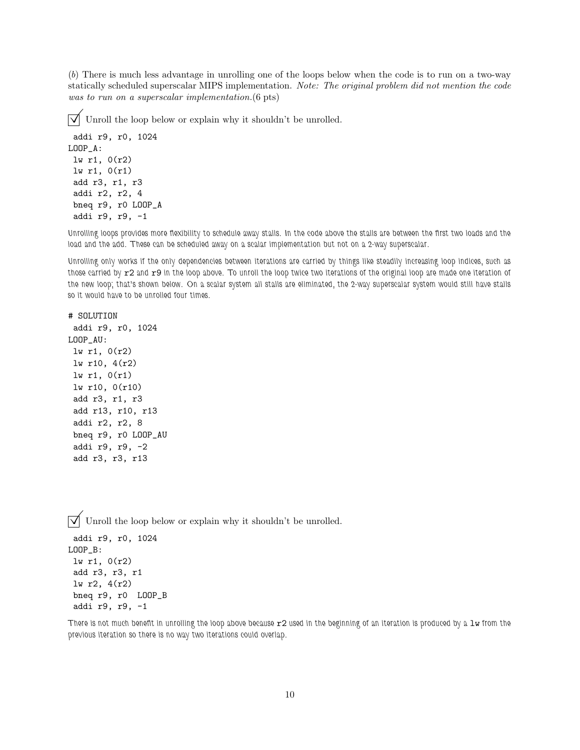(*b*) There is much less advantage in unrolling one of the loops below when the code is to run on a two-way statically scheduled superscalar MIPS implementation. *Note: The original problem did not mention the code was to run on a superscalar implementation.*(6 pts)

☑ Unroll the loop below or explain why it shouldn't be unrolled.

```
 addi r9, r0, 1024
LOOP_A:
 lw r1, 0(r2)
 lw r1, 0(r1)
 add r3, r1, r3
 addi r2, r2, 4
 bneq r9, r0 LOOP_A
 addi r9, r9, -1
```

Unrolling loops provides more flexibility to schedule away stalls. In the code above the stalls are between the first two loads and the load and the add. These can be scheduled away on a scalar implementation but not on a 2-way superscalar.

Unrolling only works if the only dependencies between iterations are carried by things like steadily increasing loop indices, such as those carried by `r2` and `r9` in the loop above. To unroll the loop twice two iterations of the original loop are made one iteration of the new loop; that's shown below. On a scalar system all stalls are eliminated, the 2-way superscalar system would still have stalls so it would have to be unrolled four times.

```
# SOLUTION
 addi r9, r0, 1024
LOOP_AU:
 lw r1, 0(r2)
 lw r10, 4(r2)
 lw r1, 0(r1)
 lw r10, 0(r10)
 add r3, r1, r3
 add r13, r10, r13
 addi r2, r2, 8
 bneq r9, r0 LOOP_AU
 addi r9, r9, -2
 add r3, r3, r13
```

☑ Unroll the loop below or explain why it shouldn't be unrolled.

```
 addi r9, r0, 1024
LOOP_B:
 lw r1, 0(r2)
 add r3, r3, r1
 lw r2, 4(r2)
 bneq r9, r0  LOOP_B
 addi r9, r9, -1
```

There is not much benefit in unrolling the loop above because `r2` used in the beginning of an iteration is produced by a `lw` from the previous iteration so there is no way two iterations could overlap.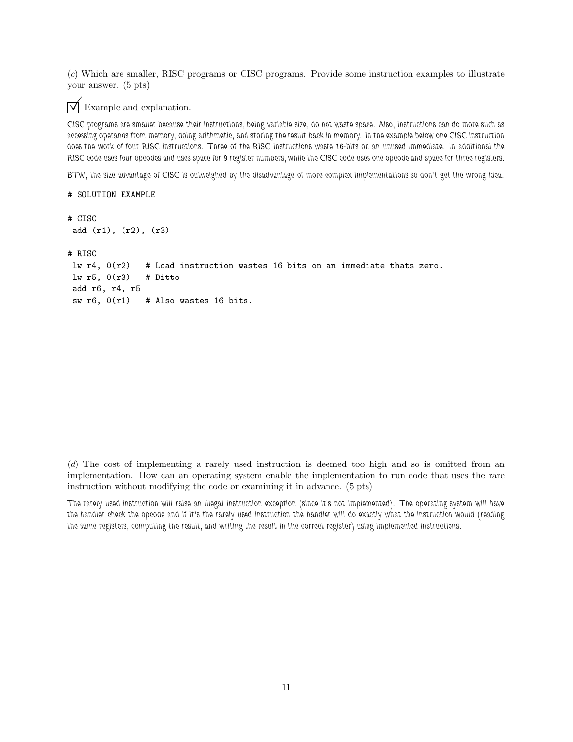(*c*) Which are smaller, RISC programs or CISC programs. Provide some instruction examples to illustrate your answer. (5 pts)

☑ Example and explanation.

CISC programs are smaller because their instructions, being variable size, do not waste space. Also, instructions can do more such as accessing operands from memory, doing arithmetic, and storing the result back in memory. In the example below one CISC instruction does the work of four RISC instructions. Three of the RISC instructions waste 16-bits on an unused immediate. In additional the RISC code uses four opcodes and uses space for 9 register numbers, while the CISC code uses one opcode and space for three registers.

BTW, the size advantage of CISC is outweighed by the disadvantage of more complex implementations so don't get the wrong idea.

```
# SOLUTION EXAMPLE

# CISC
 add (r1), (r2), (r3)

# RISC
 lw r4, 0(r2)   # Load instruction wastes 16 bits on an immediate thats zero.
 lw r5, 0(r3)   # Ditto
 add r6, r4, r5
 sw r6, 0(r1)   # Also wastes 16 bits.
```

(*d*) The cost of implementing a rarely used instruction is deemed too high and so is omitted from an implementation. How can an operating system enable the implementation to run code that uses the rare instruction without modifying the code or examining it in advance. (5 pts)

The rarely used instruction will raise an illegal instruction exception (since it's not implemented). The operating system will have the handler check the opcode and if it's the rarely used instruction the handler will do exactly what the instruction would (reading the same registers, computing the result, and writing the result in the correct register) using implemented instructions.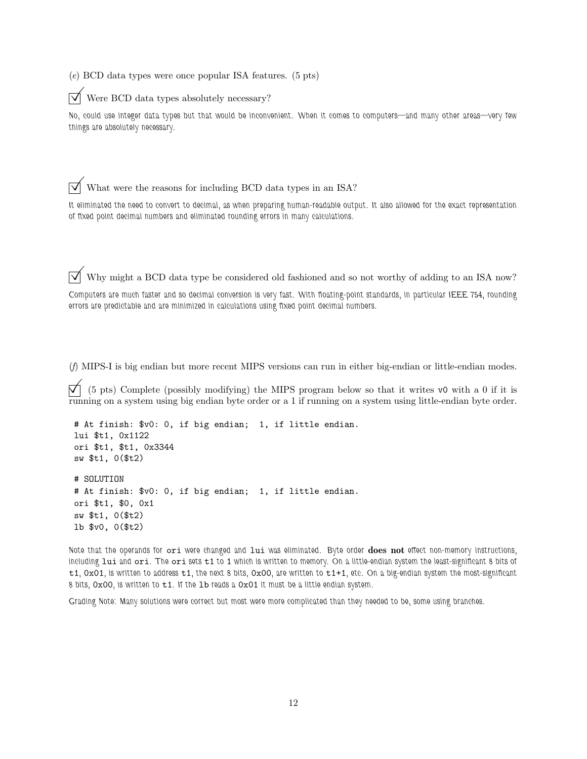(*e*) BCD data types were once popular ISA features. (5 pts)

☑ Were BCD data types absolutely necessary?

No, could use integer data types but that would be inconvenient. When it comes to computers—and many other areas—very few things are absolutely necessary.

☑ What were the reasons for including BCD data types in an ISA?

It eliminated the need to convert to decimal, as when preparing human-readable output. It also allowed for the exact representation of fixed point decimal numbers and eliminated rounding errors in many calculations.

☑ Why might a BCD data type be considered old fashioned and so not worthy of adding to an ISA now?

Computers are much faster and so decimal conversion is very fast. With floating-point standards, in particular IEEE 754, rounding errors are predictable and are minimized in calculations using fixed point decimal numbers.

(*f*) MIPS-I is big endian but more recent MIPS versions can run in either big-endian or little-endian modes.

☑ (5 pts) Complete (possibly modifying) the MIPS program below so that it writes v0 with a 0 if it is running on a system using big endian byte order or a 1 if running on a system using little-endian byte order.

```
# At finish: $v0: 0, if big endian;  1, if little endian.
lui $t1, 0x1122
ori $t1, $t1, 0x3344
sw $t1, 0($t2)

# SOLUTION
# At finish: $v0: 0, if big endian;  1, if little endian.
ori $t1, $0, 0x1
sw $t1, 0($t2)
lb $v0, 0($t2)
```

Note that the operands for `ori` were changed and `lui` was eliminated. Byte order **does not** effect non-memory instructions, including `lui` and `ori`. The `ori` sets `t1` to 1 which is written to memory. On a little-endian system the least-significant 8 bits of `t1`, `0x01`, is written to address `t1`, the next 8 bits, `0x00`, are written to `t1+1`, etc. On a big-endian system the most-significant 8 bits, `0x00`, is written to `t1`. If the `lb` reads a `0x01` it must be a little endian system.

Grading Note: Many solutions were correct but most were more complicated than they needed to be, some using branches.